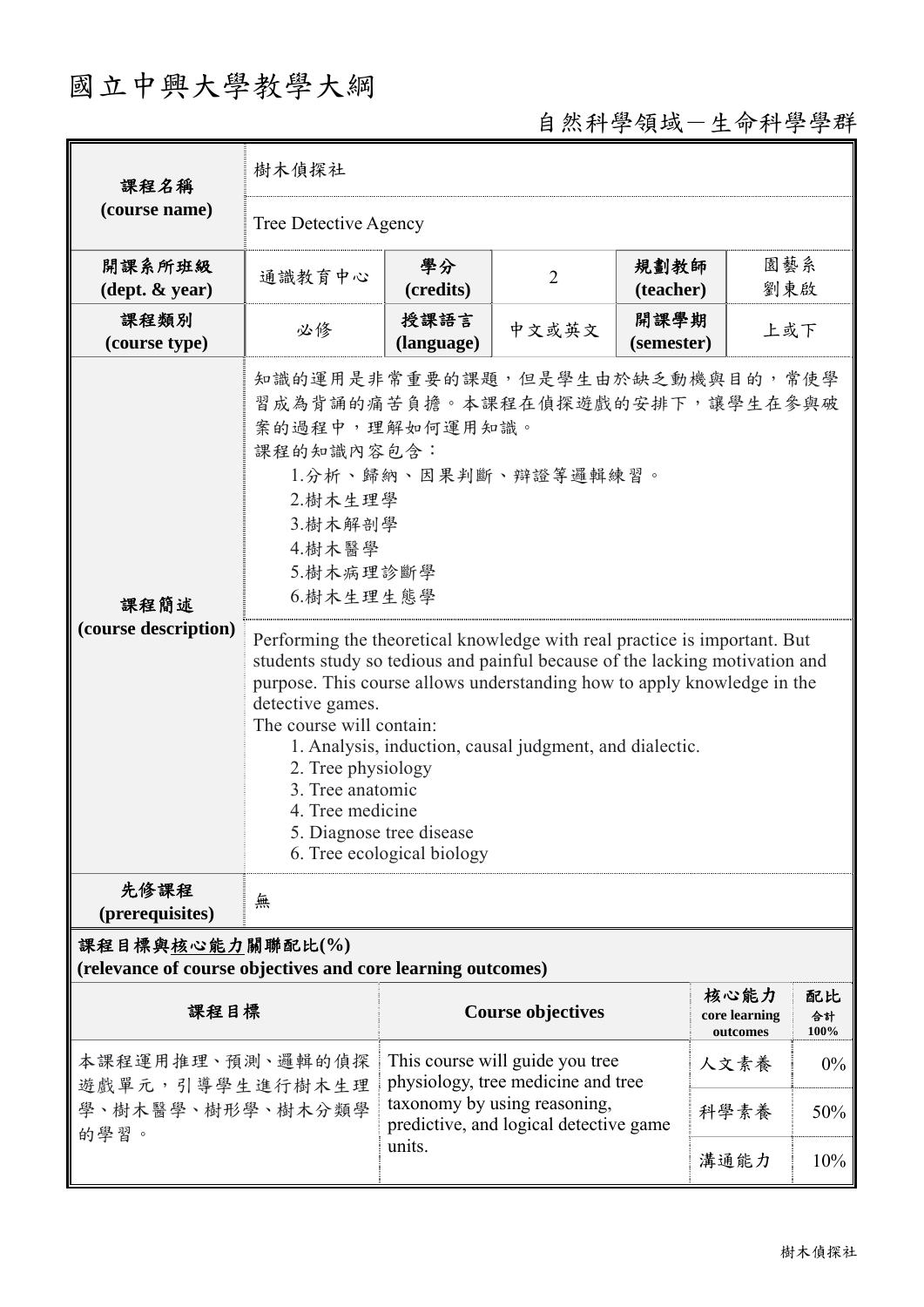# 國立中興大學教學大綱

自然科學領域－生命科學學群

| 課程名稱 (course name) | 樹木偵探社 | | | | |
|---|---|---|---|---|---|
| | Tree Detective Agency | | | | |
| 開課系所班級 (dept. & year) | 通識教育中心 | 學分 (credits) | 2 | 規劃教師 (teacher) | 園藝系 劉東啟 |
| 課程類別 (course type) | 必修 | 授課語言 (language) | 中文或英文 | 開課學期 (semester) | 上或下 |
| 課程簡述 (course description) | 知識的運用是非常重要的課題，但是學生由於缺乏動機與目的，常使學習成為背誦的痛苦負擔。本課程在偵探遊戲的安排下，讓學生在參與破案的過程中，理解如何運用知識。<br>課程的知識內容包含：<br>1.分析、歸納、因果判斷、辯證等邏輯練習。<br>2.樹木生理學<br>3.樹木解剖學<br>4.樹木醫學<br>5.樹木病理診斷學<br>6.樹木生理生態學 | | | | |
| | Performing the theoretical knowledge with real practice is important. But students study so tedious and painful because of the lacking motivation and purpose. This course allows understanding how to apply knowledge in the detective games.<br>The course will contain:<br>1. Analysis, induction, causal judgment, and dialectic.<br>2. Tree physiology<br>3. Tree anatomic<br>4. Tree medicine<br>5. Diagnose tree disease<br>6. Tree ecological biology | | | | |
| 先修課程 (prerequisites) | 無 | | | | |

**課程目標與核心能力關聯配比(%)**
**(relevance of course objectives and core learning outcomes)**

| 課程目標 | Course objectives | 核心能力 core learning outcomes | 配比 合計 100% |
|---|---|---|---|
| 本課程運用推理、預測、邏輯的偵探遊戲單元，引導學生進行樹木生理學、樹木醫學、樹形學、樹木分類學的學習。 | This course will guide you tree physiology, tree medicine and tree taxonomy by using reasoning, predictive, and logical detective game units. | 人文素養 | 0% |
| | | 科學素養 | 50% |
| | | 溝通能力 | 10% |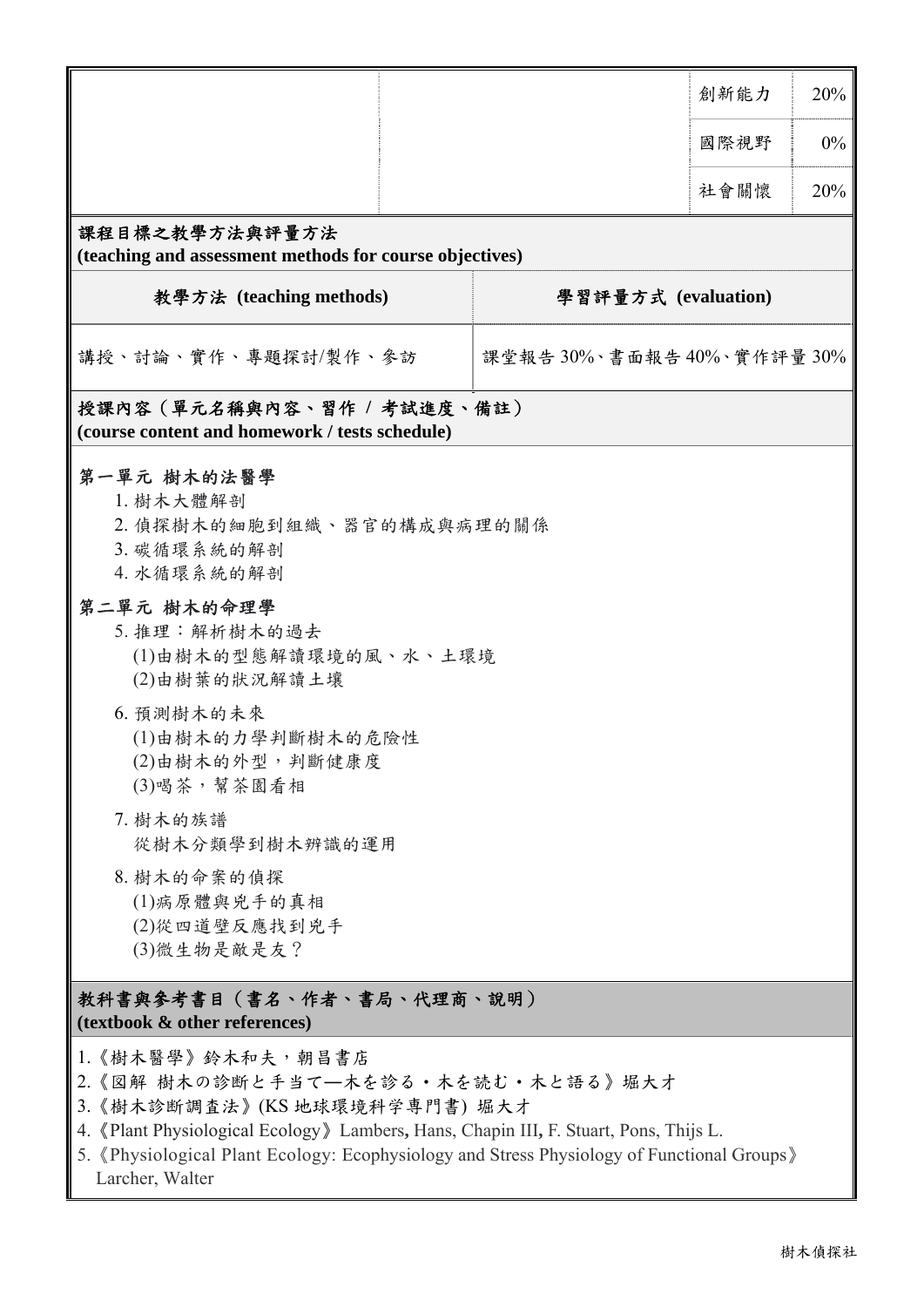| | | | |
|---|---|---|---|
| | | 創新能力 | 20% |
| | | 國際視野 | 0% |
| | | 社會關懷 | 20% |

**課程目標之教學方法與評量方法**
**(teaching and assessment methods for course objectives)**

| 教學方法 (teaching methods) | 學習評量方式 (evaluation) |
|---|---|
| 講授、討論、實作、專題探討/製作、參訪 | 課堂報告 30%、書面報告 40%、實作評量 30% |

**授課內容（單元名稱與內容、習作 / 考試進度、備註）**
**(course content and homework / tests schedule)**

**第一單元 樹木的法醫學**

1. 樹木大體解剖
2. 偵探樹木的細胞到組織、器官的構成與病理的關係
3. 碳循環系統的解剖
4. 水循環系統的解剖

**第二單元 樹木的命理學**

5. 推理：解析樹木的過去
   (1)由樹木的型態解讀環境的風、水、土環境
   (2)由樹葉的狀況解讀土壤
6. 預測樹木的未來
   (1)由樹木的力學判斷樹木的危險性
   (2)由樹木的外型，判斷健康度
   (3)喝茶，幫茶園看相
7. 樹木的族譜
   從樹木分類學到樹木辨識的運用
8. 樹木的命案的偵探
   (1)病原體與兇手的真相
   (2)從四道壁反應找到兇手
   (3)微生物是敵是友？

**教科書與參考書目（書名、作者、書局、代理商、說明）**
**(textbook & other references)**

1.《樹木醫學》鈴木和夫，朝昌書店
2.《図解 樹木の診断と手当て—木を診る・木を読む・木と語る》堀大才
3.《樹木診断調查法》(KS 地球環境科学専門書) 堀大才
4.《Plant Physiological Ecology》Lambers, Hans, Chapin III, F. Stuart, Pons, Thijs L.
5.《Physiological Plant Ecology: Ecophysiology and Stress Physiology of Functional Groups》Larcher, Walter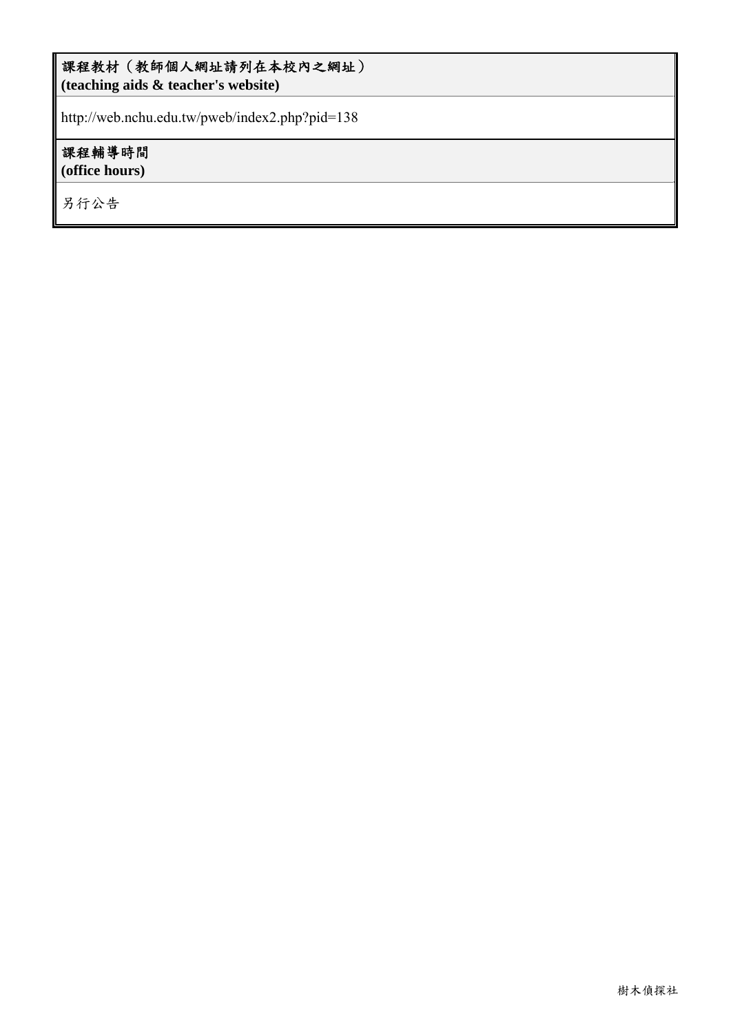**課程教材（教師個人網址請列在本校內之網址）**
**(teaching aids & teacher's website)**

http://web.nchu.edu.tw/pweb/index2.php?pid=138

**課程輔導時間**
**(office hours)**

另行公告